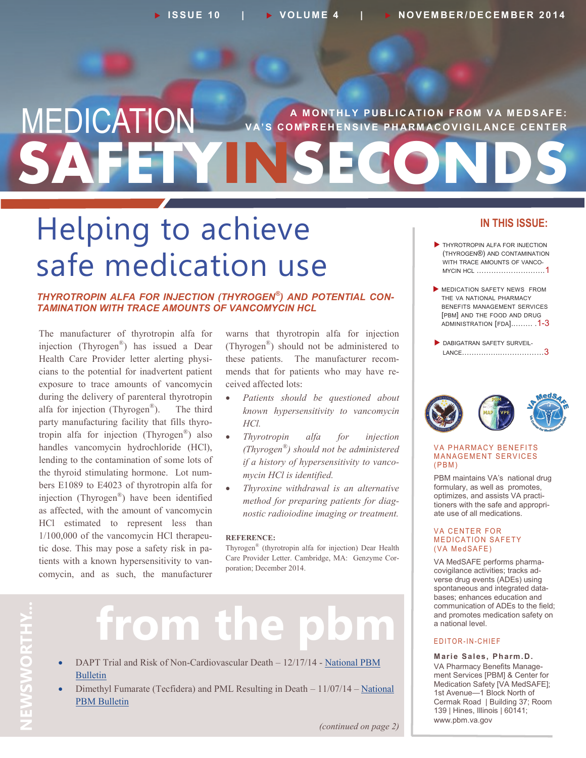# MEDICATION SAFETY IN SECONDS

A MONTHLY PUBLICATION FROM VA MEDSAFE: VA'S COMPREHENSIVE PHARMACOVIGILANCE CENTER

ISSUE 10 | VOLUME 4 | NOVEMBER/DECEMBER 2014

## Helping to achieve safe medication use

### THYROTROPIN ALFA FOR INJECTION (THYROGEN®) AND POTENTIAL CONTAMINATION WITH TRACE AMOUNTS OF VANCOMYCIN HCL

The manufacturer of thyrotropin alfa for injection (Thyrogen®) has issued a Dear Health Care Provider letter alerting physicians to the potential for inadvertent patient exposure to trace amounts of vancomycin during the delivery of parenteral thyrotropin alfa for injection (Thyrogen®). The third party manufacturing facility that fills thyrotropin alfa for injection (Thyrogen®) also handles vancomycin hydrochloride (HCl), lending to the contamination of some lots of the thyroid stimulating hormone. Lot numbers E1089 to E4023 of thyrotropin alfa for injection (Thyrogen®) have been identified as affected, with the amount of vancomycin HCl estimated to represent less than 1/100,000 of the vancomycin HCl therapeutic dose. This may pose a safety risk in patients with a known hypersensitivity to vancomycin, and as such, the manufacturer warns that thyrotropin alfa for injection (Thyrogen®) should not be administered to these patients. The manufacturer recommends that for patients who may have received affected lots:

- *Patients should be questioned about known hypersensitivity to vancomycin HCl.*
- *Thyrotropin alfa for injection (Thyrogen®) should not be administered if a history of hypersensitivity to vancomycin HCl is identified.*
- *Thyroxine withdrawal is an alternative method for preparing patients for diagnostic radioiodine imaging or treatment.*

**REFERENCE:**

Thyrogen® (thyrotropin alfa for injection) Dear Health Care Provider Letter. Cambridge, MA: Genzyme Corporation; December 2014.

## NEWSWORTHY… from the pbm

- DAPT Trial and Risk of Non-Cardiovascular Death – 12/17/14 - National PBM Bulletin
- Dimethyl Fumarate (Tecfidera) and PML Resulting in Death – 11/07/14 – National PBM Bulletin

*(continued on page 2)*

---

### IN THIS ISSUE:

- THYROTROPIN ALFA FOR INJECTION (THYROGEN®) AND CONTAMINATION WITH TRACE AMOUNTS OF VANCOMYCIN HCL ............................1
- MEDICATION SAFETY NEWS FROM THE VA NATIONAL PHARMACY BENEFITS MANAGEMENT SERVICES [PBM] AND THE FOOD AND DRUG ADMINISTRATION [FDA]......... .1-3
- DABIGATRAN SAFETY SURVEILLANCE.................................3

### VA PHARMACY BENEFITS MANAGEMENT SERVICES (PBM)

PBM maintains VA's national drug formulary, as well as promotes, optimizes, and assists VA practitioners with the safe and appropriate use of all medications.

### VA CENTER FOR MEDICATION SAFETY (VA MedSAFE)

VA MedSAFE performs pharmacovigilance activities; tracks adverse drug events (ADEs) using spontaneous and integrated databases; enhances education and communication of ADEs to the field; and promotes medication safety on a national level.

### EDITOR-IN-CHIEF

**Marie Sales, Pharm.D.**
VA Pharmacy Benefits Management Services [PBM] & Center for Medication Safety [VA MedSAFE]; 1st Avenue—1 Block North of Cermak Road | Building 37; Room 139 | Hines, Illinois | 60141; www.pbm.va.gov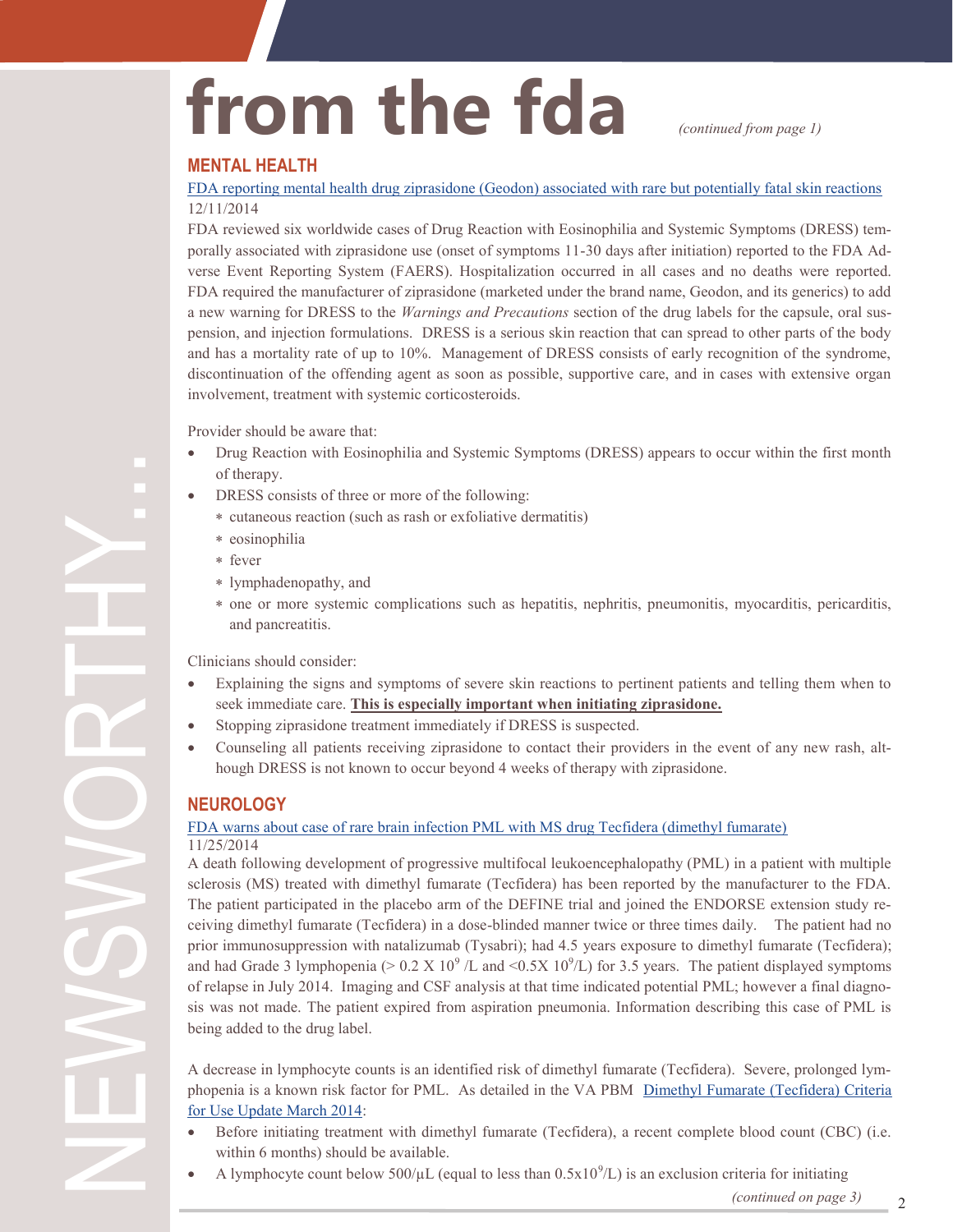# from the fda

*(continued from page 1)*

## MENTAL HEALTH

FDA reporting mental health drug ziprasidone (Geodon) associated with rare but potentially fatal skin reactions

12/11/2014

FDA reviewed six worldwide cases of Drug Reaction with Eosinophilia and Systemic Symptoms (DRESS) temporally associated with ziprasidone use (onset of symptoms 11-30 days after initiation) reported to the FDA Adverse Event Reporting System (FAERS). Hospitalization occurred in all cases and no deaths were reported. FDA required the manufacturer of ziprasidone (marketed under the brand name, Geodon, and its generics) to add a new warning for DRESS to the *Warnings and Precautions* section of the drug labels for the capsule, oral suspension, and injection formulations. DRESS is a serious skin reaction that can spread to other parts of the body and has a mortality rate of up to 10%. Management of DRESS consists of early recognition of the syndrome, discontinuation of the offending agent as soon as possible, supportive care, and in cases with extensive organ involvement, treatment with systemic corticosteroids.

Provider should be aware that:

- Drug Reaction with Eosinophilia and Systemic Symptoms (DRESS) appears to occur within the first month of therapy.
- DRESS consists of three or more of the following:
  - cutaneous reaction (such as rash or exfoliative dermatitis)
  - eosinophilia
  - fever
  - lymphadenopathy, and
  - one or more systemic complications such as hepatitis, nephritis, pneumonitis, myocarditis, pericarditis, and pancreatitis.

Clinicians should consider:

- Explaining the signs and symptoms of severe skin reactions to pertinent patients and telling them when to seek immediate care. **This is especially important when initiating ziprasidone.**
- Stopping ziprasidone treatment immediately if DRESS is suspected.
- Counseling all patients receiving ziprasidone to contact their providers in the event of any new rash, although DRESS is not known to occur beyond 4 weeks of therapy with ziprasidone.

## NEUROLOGY

FDA warns about case of rare brain infection PML with MS drug Tecfidera (dimethyl fumarate)

11/25/2014

A death following development of progressive multifocal leukoencephalopathy (PML) in a patient with multiple sclerosis (MS) treated with dimethyl fumarate (Tecfidera) has been reported by the manufacturer to the FDA. The patient participated in the placebo arm of the DEFINE trial and joined the ENDORSE extension study receiving dimethyl fumarate (Tecfidera) in a dose-blinded manner twice or three times daily. The patient had no prior immunosuppression with natalizumab (Tysabri); had 4.5 years exposure to dimethyl fumarate (Tecfidera); and had Grade 3 lymphopenia ($> 0.2 \times 10^9$ /L and $<0.5 \times 10^9$/L) for 3.5 years. The patient displayed symptoms of relapse in July 2014. Imaging and CSF analysis at that time indicated potential PML; however a final diagnosis was not made. The patient expired from aspiration pneumonia. Information describing this case of PML is being added to the drug label.

A decrease in lymphocyte counts is an identified risk of dimethyl fumarate (Tecfidera). Severe, prolonged lymphopenia is a known risk factor for PML. As detailed in the VA PBM Dimethyl Fumarate (Tecfidera) Criteria for Use Update March 2014:

- Before initiating treatment with dimethyl fumarate (Tecfidera), a recent complete blood count (CBC) (i.e. within 6 months) should be available.
- A lymphocyte count below 500/µL (equal to less than $0.5 \times 10^9$/L) is an exclusion criteria for initiating

*(continued on page 3)*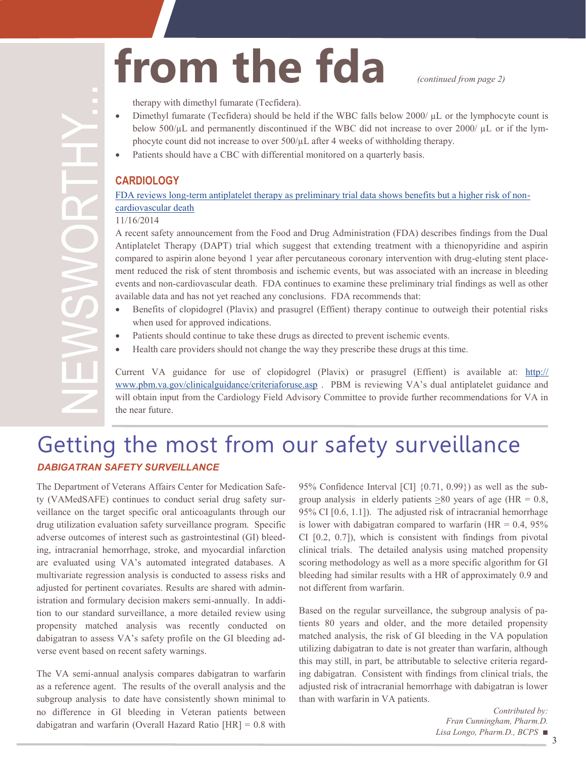# from the fda

*(continued from page 2)*

NEWSWORTHY...

therapy with dimethyl fumarate (Tecfidera).

- Dimethyl fumarate (Tecfidera) should be held if the WBC falls below 2000/ µL or the lymphocyte count is below 500/µL and permanently discontinued if the WBC did not increase to over 2000/ µL or if the lymphocyte count did not increase to over 500/µL after 4 weeks of withholding therapy.
- Patients should have a CBC with differential monitored on a quarterly basis.

## CARDIOLOGY

FDA reviews long-term antiplatelet therapy as preliminary trial data shows benefits but a higher risk of non-cardiovascular death

11/16/2014

A recent safety announcement from the Food and Drug Administration (FDA) describes findings from the Dual Antiplatelet Therapy (DAPT) trial which suggest that extending treatment with a thienopyridine and aspirin compared to aspirin alone beyond 1 year after percutaneous coronary intervention with drug-eluting stent placement reduced the risk of stent thrombosis and ischemic events, but was associated with an increase in bleeding events and non-cardiovascular death. FDA continues to examine these preliminary trial findings as well as other available data and has not yet reached any conclusions. FDA recommends that:

- Benefits of clopidogrel (Plavix) and prasugrel (Effient) therapy continue to outweigh their potential risks when used for approved indications.
- Patients should continue to take these drugs as directed to prevent ischemic events.
- Health care providers should not change the way they prescribe these drugs at this time.

Current VA guidance for use of clopidogrel (Plavix) or prasugrel (Effient) is available at: http://www.pbm.va.gov/clinicalguidance/criteriaforuse.asp . PBM is reviewing VA's dual antiplatelet guidance and will obtain input from the Cardiology Field Advisory Committee to provide further recommendations for VA in the near future.

# Getting the most from our safety surveillance

***DABIGATRAN SAFETY SURVEILLANCE***

The Department of Veterans Affairs Center for Medication Safety (VAMedSAFE) continues to conduct serial drug safety surveillance on the target specific oral anticoagulants through our drug utilization evaluation safety surveillance program. Specific adverse outcomes of interest such as gastrointestinal (GI) bleeding, intracranial hemorrhage, stroke, and myocardial infarction are evaluated using VA's automated integrated databases. A multivariate regression analysis is conducted to assess risks and adjusted for pertinent covariates. Results are shared with administration and formulary decision makers semi-annually. In addition to our standard surveillance, a more detailed review using propensity matched analysis was recently conducted on dabigatran to assess VA's safety profile on the GI bleeding adverse event based on recent safety warnings.

The VA semi-annual analysis compares dabigatran to warfarin as a reference agent. The results of the overall analysis and the subgroup analysis to date have consistently shown minimal to no difference in GI bleeding in Veteran patients between dabigatran and warfarin (Overall Hazard Ratio [HR] = 0.8 with 95% Confidence Interval [CI] {0.71, 0.99}) as well as the subgroup analysis in elderly patients ≥80 years of age (HR = 0.8, 95% CI [0.6, 1.1]). The adjusted risk of intracranial hemorrhage is lower with dabigatran compared to warfarin (HR = 0.4, 95% CI [0.2, 0.7]), which is consistent with findings from pivotal clinical trials. The detailed analysis using matched propensity scoring methodology as well as a more specific algorithm for GI bleeding had similar results with a HR of approximately 0.9 and not different from warfarin.

Based on the regular surveillance, the subgroup analysis of patients 80 years and older, and the more detailed propensity matched analysis, the risk of GI bleeding in the VA population utilizing dabigatran to date is not greater than warfarin, although this may still, in part, be attributable to selective criteria regarding dabigatran. Consistent with findings from clinical trials, the adjusted risk of intracranial hemorrhage with dabigatran is lower than with warfarin in VA patients.

*Contributed by:*
*Fran Cunningham, Pharm.D.*
*Lisa Longo, Pharm.D., BCPS* ■